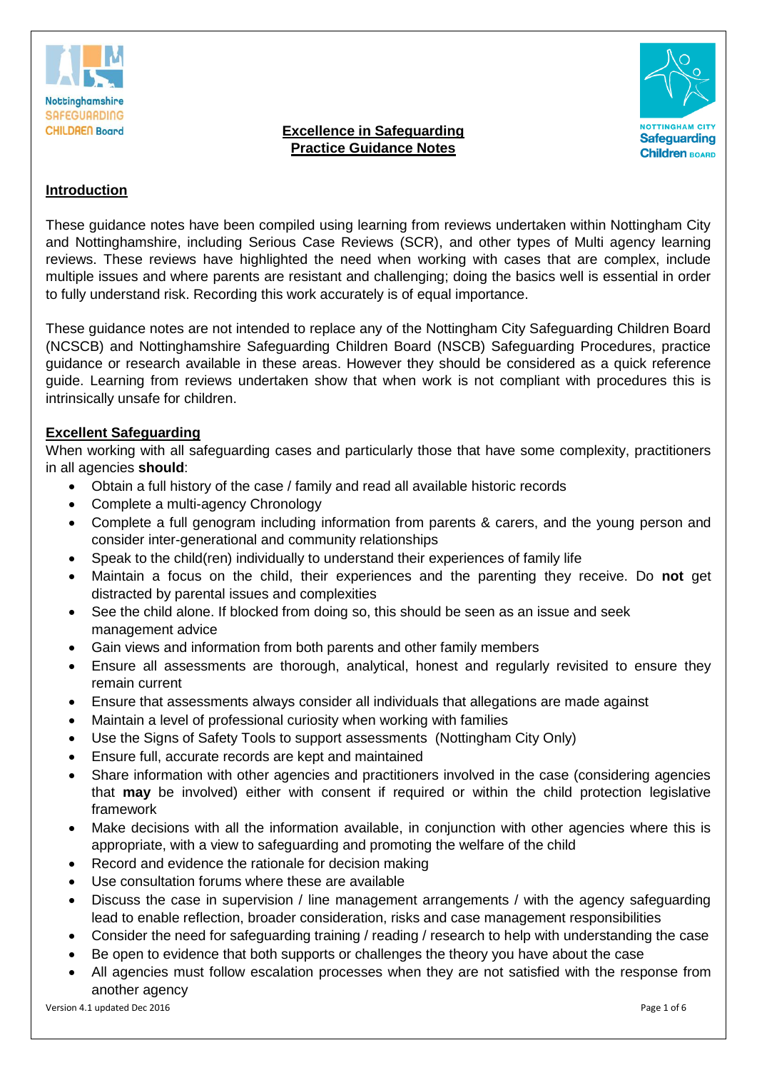Nottinghamshire SAFEGUARDING CHILDREN Board

# Excellence in Safeguarding
# Practice Guidance Notes

NOTTINGHAM CITY Safeguarding Children BOARD

## Introduction

These guidance notes have been compiled using learning from reviews undertaken within Nottingham City and Nottinghamshire, including Serious Case Reviews (SCR), and other types of Multi agency learning reviews. These reviews have highlighted the need when working with cases that are complex, include multiple issues and where parents are resistant and challenging; doing the basics well is essential in order to fully understand risk. Recording this work accurately is of equal importance.

These guidance notes are not intended to replace any of the Nottingham City Safeguarding Children Board (NCSCB) and Nottinghamshire Safeguarding Children Board (NSCB) Safeguarding Procedures, practice guidance or research available in these areas. However they should be considered as a quick reference guide. Learning from reviews undertaken show that when work is not compliant with procedures this is intrinsically unsafe for children.

## Excellent Safeguarding

When working with all safeguarding cases and particularly those that have some complexity, practitioners in all agencies **should**:

- Obtain a full history of the case / family and read all available historic records
- Complete a multi-agency Chronology
- Complete a full genogram including information from parents & carers, and the young person and consider inter-generational and community relationships
- Speak to the child(ren) individually to understand their experiences of family life
- Maintain a focus on the child, their experiences and the parenting they receive. Do **not** get distracted by parental issues and complexities
- See the child alone. If blocked from doing so, this should be seen as an issue and seek management advice
- Gain views and information from both parents and other family members
- Ensure all assessments are thorough, analytical, honest and regularly revisited to ensure they remain current
- Ensure that assessments always consider all individuals that allegations are made against
- Maintain a level of professional curiosity when working with families
- Use the Signs of Safety Tools to support assessments (Nottingham City Only)
- Ensure full, accurate records are kept and maintained
- Share information with other agencies and practitioners involved in the case (considering agencies that **may** be involved) either with consent if required or within the child protection legislative framework
- Make decisions with all the information available, in conjunction with other agencies where this is appropriate, with a view to safeguarding and promoting the welfare of the child
- Record and evidence the rationale for decision making
- Use consultation forums where these are available
- Discuss the case in supervision / line management arrangements / with the agency safeguarding lead to enable reflection, broader consideration, risks and case management responsibilities
- Consider the need for safeguarding training / reading / research to help with understanding the case
- Be open to evidence that both supports or challenges the theory you have about the case
- All agencies must follow escalation processes when they are not satisfied with the response from another agency

Version 4.1 updated Dec 2016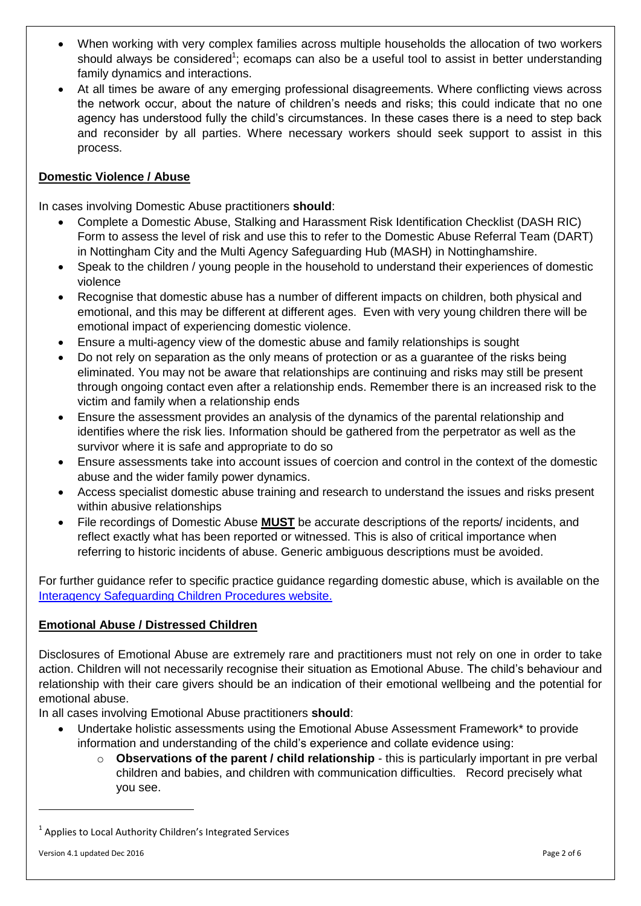- When working with very complex families across multiple households the allocation of two workers should always be considered[1]; ecomaps can also be a useful tool to assist in better understanding family dynamics and interactions.
- At all times be aware of any emerging professional disagreements. Where conflicting views across the network occur, about the nature of children's needs and risks; this could indicate that no one agency has understood fully the child's circumstances. In these cases there is a need to step back and reconsider by all parties. Where necessary workers should seek support to assist in this process.

## Domestic Violence / Abuse

In cases involving Domestic Abuse practitioners **should**:

- Complete a Domestic Abuse, Stalking and Harassment Risk Identification Checklist (DASH RIC) Form to assess the level of risk and use this to refer to the Domestic Abuse Referral Team (DART) in Nottingham City and the Multi Agency Safeguarding Hub (MASH) in Nottinghamshire.
- Speak to the children / young people in the household to understand their experiences of domestic violence
- Recognise that domestic abuse has a number of different impacts on children, both physical and emotional, and this may be different at different ages. Even with very young children there will be emotional impact of experiencing domestic violence.
- Ensure a multi-agency view of the domestic abuse and family relationships is sought
- Do not rely on separation as the only means of protection or as a guarantee of the risks being eliminated. You may not be aware that relationships are continuing and risks may still be present through ongoing contact even after a relationship ends. Remember there is an increased risk to the victim and family when a relationship ends
- Ensure the assessment provides an analysis of the dynamics of the parental relationship and identifies where the risk lies. Information should be gathered from the perpetrator as well as the survivor where it is safe and appropriate to do so
- Ensure assessments take into account issues of coercion and control in the context of the domestic abuse and the wider family power dynamics.
- Access specialist domestic abuse training and research to understand the issues and risks present within abusive relationships
- File recordings of Domestic Abuse **MUST** be accurate descriptions of the reports/ incidents, and reflect exactly what has been reported or witnessed. This is also of critical importance when referring to historic incidents of abuse. Generic ambiguous descriptions must be avoided.

For further guidance refer to specific practice guidance regarding domestic abuse, which is available on the Interagency Safeguarding Children Procedures website.

## Emotional Abuse / Distressed Children

Disclosures of Emotional Abuse are extremely rare and practitioners must not rely on one in order to take action. Children will not necessarily recognise their situation as Emotional Abuse. The child's behaviour and relationship with their care givers should be an indication of their emotional wellbeing and the potential for emotional abuse.

In all cases involving Emotional Abuse practitioners **should**:

- Undertake holistic assessments using the Emotional Abuse Assessment Framework* to provide information and understanding of the child's experience and collate evidence using:
  - **Observations of the parent / child relationship** - this is particularly important in pre verbal children and babies, and children with communication difficulties. Record precisely what you see.

[1] Applies to Local Authority Children's Integrated Services

Version 4.1 updated Dec 2016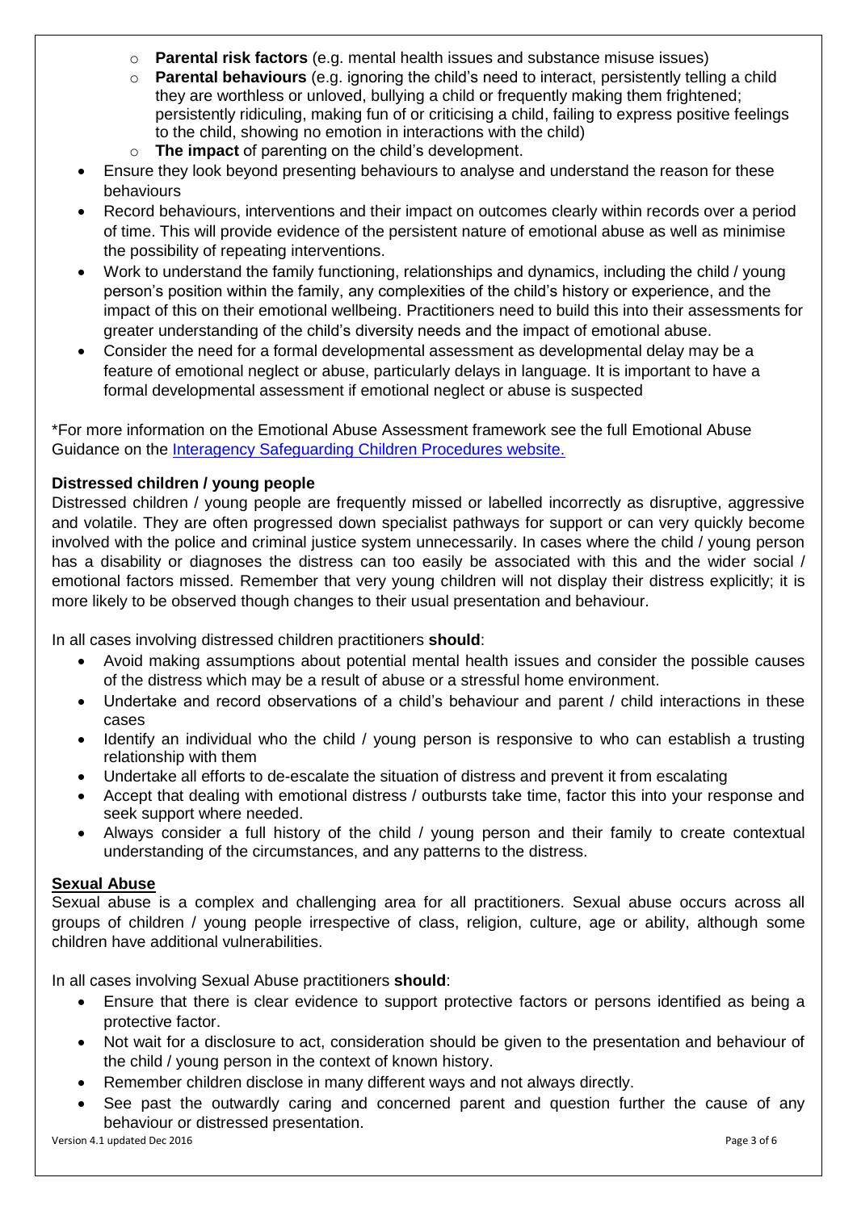- **Parental risk factors** (e.g. mental health issues and substance misuse issues)
    - **Parental behaviours** (e.g. ignoring the child's need to interact, persistently telling a child they are worthless or unloved, bullying a child or frequently making them frightened; persistently ridiculing, making fun of or criticising a child, failing to express positive feelings to the child, showing no emotion in interactions with the child)
    - **The impact** of parenting on the child's development.
- Ensure they look beyond presenting behaviours to analyse and understand the reason for these behaviours
- Record behaviours, interventions and their impact on outcomes clearly within records over a period of time. This will provide evidence of the persistent nature of emotional abuse as well as minimise the possibility of repeating interventions.
- Work to understand the family functioning, relationships and dynamics, including the child / young person's position within the family, any complexities of the child's history or experience, and the impact of this on their emotional wellbeing. Practitioners need to build this into their assessments for greater understanding of the child's diversity needs and the impact of emotional abuse.
- Consider the need for a formal developmental assessment as developmental delay may be a feature of emotional neglect or abuse, particularly delays in language. It is important to have a formal developmental assessment if emotional neglect or abuse is suspected

*For more information on the Emotional Abuse Assessment framework see the full Emotional Abuse Guidance on the [Interagency Safeguarding Children Procedures website.]()

**Distressed children / young people**

Distressed children / young people are frequently missed or labelled incorrectly as disruptive, aggressive and volatile. They are often progressed down specialist pathways for support or can very quickly become involved with the police and criminal justice system unnecessarily. In cases where the child / young person has a disability or diagnoses the distress can too easily be associated with this and the wider social / emotional factors missed. Remember that very young children will not display their distress explicitly; it is more likely to be observed though changes to their usual presentation and behaviour.

In all cases involving distressed children practitioners **should**:

- Avoid making assumptions about potential mental health issues and consider the possible causes of the distress which may be a result of abuse or a stressful home environment.
- Undertake and record observations of a child's behaviour and parent / child interactions in these cases
- Identify an individual who the child / young person is responsive to who can establish a trusting relationship with them
- Undertake all efforts to de-escalate the situation of distress and prevent it from escalating
- Accept that dealing with emotional distress / outbursts take time, factor this into your response and seek support where needed.
- Always consider a full history of the child / young person and their family to create contextual understanding of the circumstances, and any patterns to the distress.

**Sexual Abuse**

Sexual abuse is a complex and challenging area for all practitioners. Sexual abuse occurs across all groups of children / young people irrespective of class, religion, culture, age or ability, although some children have additional vulnerabilities.

In all cases involving Sexual Abuse practitioners **should**:

- Ensure that there is clear evidence to support protective factors or persons identified as being a protective factor.
- Not wait for a disclosure to act, consideration should be given to the presentation and behaviour of the child / young person in the context of known history.
- Remember children disclose in many different ways and not always directly.
- See past the outwardly caring and concerned parent and question further the cause of any behaviour or distressed presentation.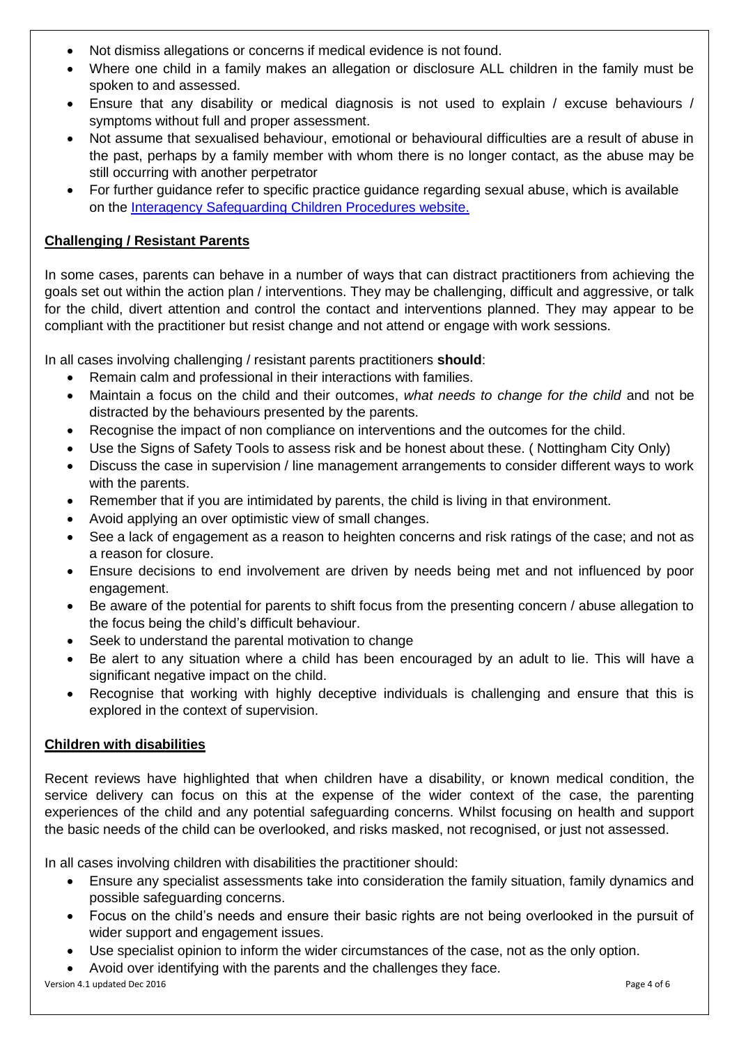- Not dismiss allegations or concerns if medical evidence is not found.
- Where one child in a family makes an allegation or disclosure ALL children in the family must be spoken to and assessed.
- Ensure that any disability or medical diagnosis is not used to explain / excuse behaviours / symptoms without full and proper assessment.
- Not assume that sexualised behaviour, emotional or behavioural difficulties are a result of abuse in the past, perhaps by a family member with whom there is no longer contact, as the abuse may be still occurring with another perpetrator
- For further guidance refer to specific practice guidance regarding sexual abuse, which is available on the Interagency Safeguarding Children Procedures website.

## Challenging / Resistant Parents

In some cases, parents can behave in a number of ways that can distract practitioners from achieving the goals set out within the action plan / interventions. They may be challenging, difficult and aggressive, or talk for the child, divert attention and control the contact and interventions planned. They may appear to be compliant with the practitioner but resist change and not attend or engage with work sessions.

In all cases involving challenging / resistant parents practitioners **should**:

- Remain calm and professional in their interactions with families.
- Maintain a focus on the child and their outcomes, *what needs to change for the child* and not be distracted by the behaviours presented by the parents.
- Recognise the impact of non compliance on interventions and the outcomes for the child.
- Use the Signs of Safety Tools to assess risk and be honest about these. ( Nottingham City Only)
- Discuss the case in supervision / line management arrangements to consider different ways to work with the parents.
- Remember that if you are intimidated by parents, the child is living in that environment.
- Avoid applying an over optimistic view of small changes.
- See a lack of engagement as a reason to heighten concerns and risk ratings of the case; and not as a reason for closure.
- Ensure decisions to end involvement are driven by needs being met and not influenced by poor engagement.
- Be aware of the potential for parents to shift focus from the presenting concern / abuse allegation to the focus being the child's difficult behaviour.
- Seek to understand the parental motivation to change
- Be alert to any situation where a child has been encouraged by an adult to lie. This will have a significant negative impact on the child.
- Recognise that working with highly deceptive individuals is challenging and ensure that this is explored in the context of supervision.

## Children with disabilities

Recent reviews have highlighted that when children have a disability, or known medical condition, the service delivery can focus on this at the expense of the wider context of the case, the parenting experiences of the child and any potential safeguarding concerns. Whilst focusing on health and support the basic needs of the child can be overlooked, and risks masked, not recognised, or just not assessed.

In all cases involving children with disabilities the practitioner should:

- Ensure any specialist assessments take into consideration the family situation, family dynamics and possible safeguarding concerns.
- Focus on the child's needs and ensure their basic rights are not being overlooked in the pursuit of wider support and engagement issues.
- Use specialist opinion to inform the wider circumstances of the case, not as the only option.
- Avoid over identifying with the parents and the challenges they face.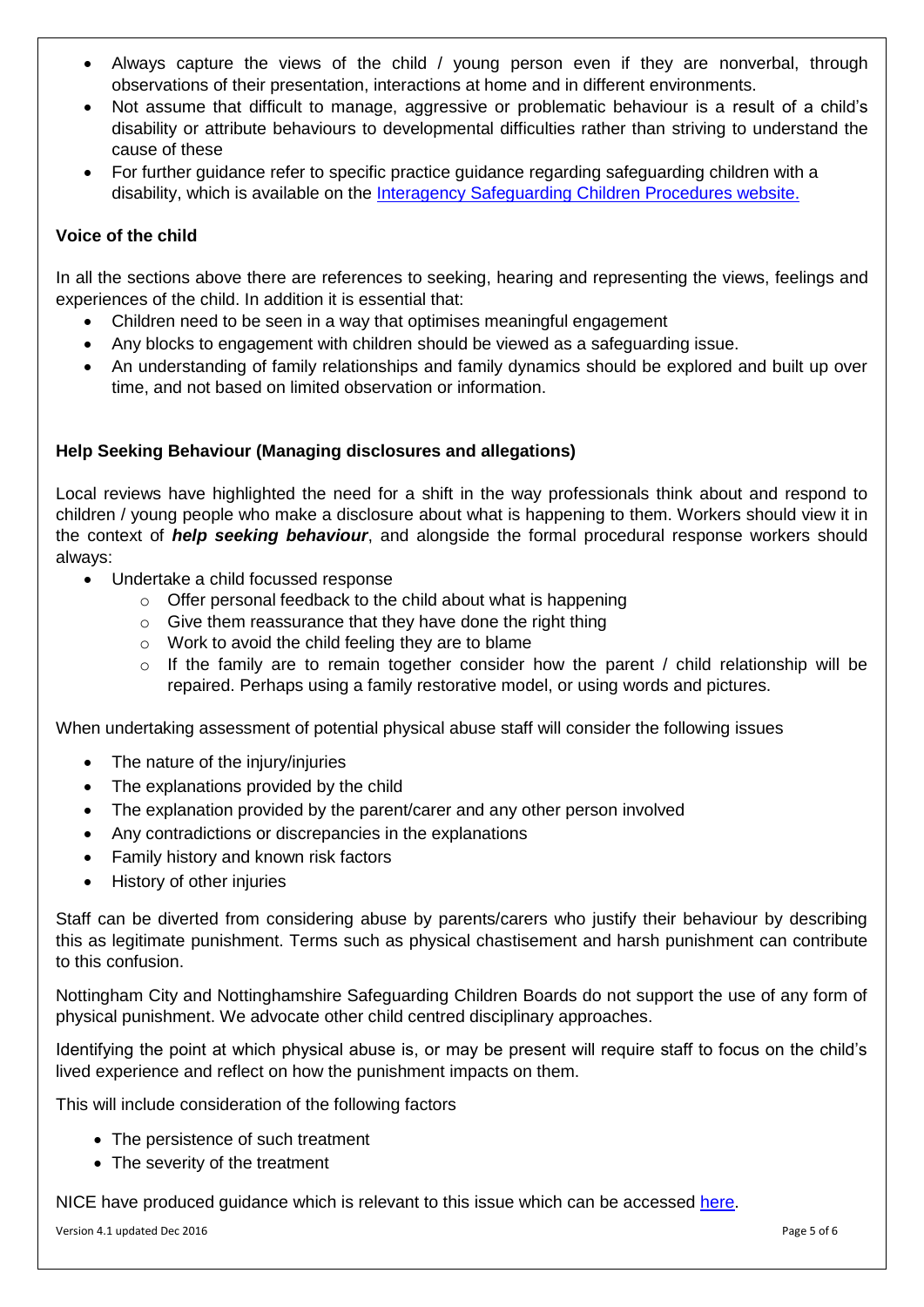- Always capture the views of the child / young person even if they are nonverbal, through observations of their presentation, interactions at home and in different environments.
- Not assume that difficult to manage, aggressive or problematic behaviour is a result of a child's disability or attribute behaviours to developmental difficulties rather than striving to understand the cause of these
- For further guidance refer to specific practice guidance regarding safeguarding children with a disability, which is available on the [Interagency Safeguarding Children Procedures website.]()

**Voice of the child**

In all the sections above there are references to seeking, hearing and representing the views, feelings and experiences of the child. In addition it is essential that:

- Children need to be seen in a way that optimises meaningful engagement
- Any blocks to engagement with children should be viewed as a safeguarding issue.
- An understanding of family relationships and family dynamics should be explored and built up over time, and not based on limited observation or information.

**Help Seeking Behaviour (Managing disclosures and allegations)**

Local reviews have highlighted the need for a shift in the way professionals think about and respond to children / young people who make a disclosure about what is happening to them. Workers should view it in the context of ***help seeking behaviour***, and alongside the formal procedural response workers should always:

- Undertake a child focussed response
    - Offer personal feedback to the child about what is happening
    - Give them reassurance that they have done the right thing
    - Work to avoid the child feeling they are to blame
    - If the family are to remain together consider how the parent / child relationship will be repaired. Perhaps using a family restorative model, or using words and pictures.

When undertaking assessment of potential physical abuse staff will consider the following issues

- The nature of the injury/injuries
- The explanations provided by the child
- The explanation provided by the parent/carer and any other person involved
- Any contradictions or discrepancies in the explanations
- Family history and known risk factors
- History of other injuries

Staff can be diverted from considering abuse by parents/carers who justify their behaviour by describing this as legitimate punishment. Terms such as physical chastisement and harsh punishment can contribute to this confusion.

Nottingham City and Nottinghamshire Safeguarding Children Boards do not support the use of any form of physical punishment. We advocate other child centred disciplinary approaches.

Identifying the point at which physical abuse is, or may be present will require staff to focus on the child's lived experience and reflect on how the punishment impacts on them.

This will include consideration of the following factors

- The persistence of such treatment
- The severity of the treatment

NICE have produced guidance which is relevant to this issue which can be accessed [here]().

Version 4.1 updated Dec 2016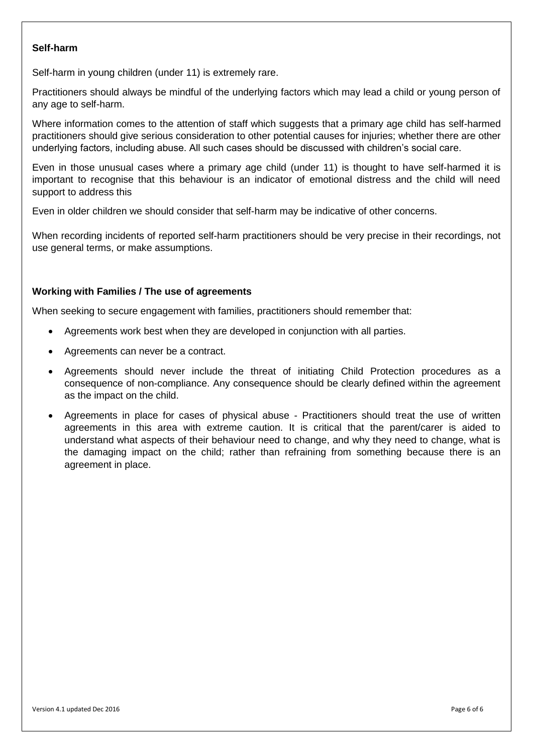**Self-harm**

Self-harm in young children (under 11) is extremely rare.

Practitioners should always be mindful of the underlying factors which may lead a child or young person of any age to self-harm.

Where information comes to the attention of staff which suggests that a primary age child has self-harmed practitioners should give serious consideration to other potential causes for injuries; whether there are other underlying factors, including abuse. All such cases should be discussed with children's social care.

Even in those unusual cases where a primary age child (under 11) is thought to have self-harmed it is important to recognise that this behaviour is an indicator of emotional distress and the child will need support to address this

Even in older children we should consider that self-harm may be indicative of other concerns.

When recording incidents of reported self-harm practitioners should be very precise in their recordings, not use general terms, or make assumptions.

**Working with Families / The use of agreements**

When seeking to secure engagement with families, practitioners should remember that:

- Agreements work best when they are developed in conjunction with all parties.
- Agreements can never be a contract.
- Agreements should never include the threat of initiating Child Protection procedures as a consequence of non-compliance. Any consequence should be clearly defined within the agreement as the impact on the child.
- Agreements in place for cases of physical abuse - Practitioners should treat the use of written agreements in this area with extreme caution. It is critical that the parent/carer is aided to understand what aspects of their behaviour need to change, and why they need to change, what is the damaging impact on the child; rather than refraining from something because there is an agreement in place.

Version 4.1 updated Dec 2016